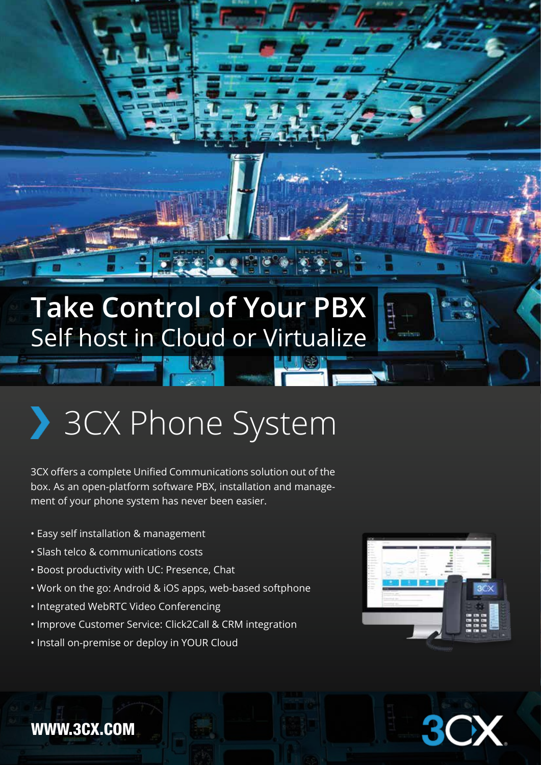# Take Control of Your PBX

Self host in Cloud or Virtualize

## 3CX Phone System

3CX offers a complete Unified Communications solution out of the box. As an open-platform software PBX, installation and management of your phone system has never been easier.

- Easy self installation & management
- Slash telco & communications costs
- Boost productivity with UC: Presence, Chat
- Work on the go: Android & iOS apps, web-based softphone
- Integrated WebRTC Video Conferencing
- Improve Customer Service: Click2Call & CRM integration
- Install on-premise or deploy in YOUR Cloud

**WWW.3CX.COM**

3CX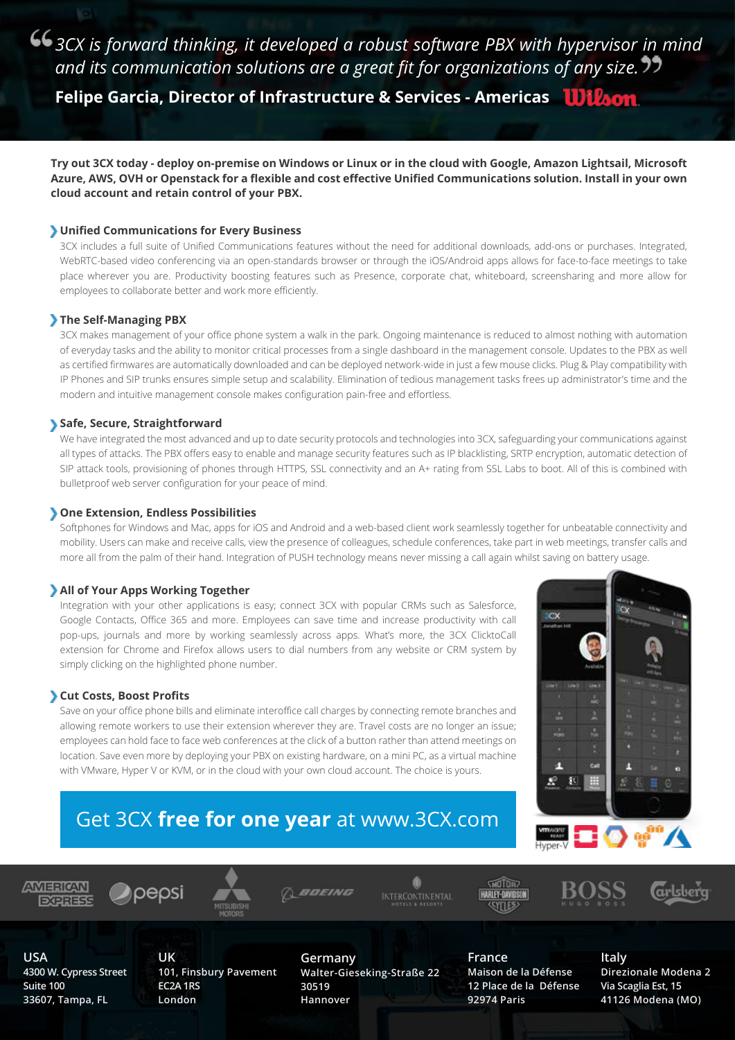*"3CX is forward thinking, it developed a robust software PBX with hypervisor in mind and its communication solutions are a great fit for organizations of any size."*

**Felipe Garcia, Director of Infrastructure & Services - Americas** Wilson

**Try out 3CX today - deploy on-premise on Windows or Linux or in the cloud with Google, Amazon Lightsail, Microsoft Azure, AWS, OVH or Openstack for a flexible and cost effective Unified Communications solution. Install in your own cloud account and retain control of your PBX.**

### Unified Communications for Every Business

3CX includes a full suite of Unified Communications features without the need for additional downloads, add-ons or purchases. Integrated, WebRTC-based video conferencing via an open-standards browser or through the iOS/Android apps allows for face-to-face meetings to take place wherever you are. Productivity boosting features such as Presence, corporate chat, whiteboard, screensharing and more allow for employees to collaborate better and work more efficiently.

### The Self-Managing PBX

3CX makes management of your office phone system a walk in the park. Ongoing maintenance is reduced to almost nothing with automation of everyday tasks and the ability to monitor critical processes from a single dashboard in the management console. Updates to the PBX as well as certified firmwares are automatically downloaded and can be deployed network-wide in just a few mouse clicks. Plug & Play compatibility with IP Phones and SIP trunks ensures simple setup and scalability. Elimination of tedious management tasks frees up administrator's time and the modern and intuitive management console makes configuration pain-free and effortless.

### Safe, Secure, Straightforward

We have integrated the most advanced and up to date security protocols and technologies into 3CX, safeguarding your communications against all types of attacks. The PBX offers easy to enable and manage security features such as IP blacklisting, SRTP encryption, automatic detection of SIP attack tools, provisioning of phones through HTTPS, SSL connectivity and an A+ rating from SSL Labs to boot. All of this is combined with bulletproof web server configuration for your peace of mind.

### One Extension, Endless Possibilities

Softphones for Windows and Mac, apps for iOS and Android and a web-based client work seamlessly together for unbeatable connectivity and mobility. Users can make and receive calls, view the presence of colleagues, schedule conferences, take part in web meetings, transfer calls and more all from the palm of their hand. Integration of PUSH technology means never missing a call again whilst saving on battery usage.

### All of Your Apps Working Together

Integration with your other applications is easy; connect 3CX with popular CRMs such as Salesforce, Google Contacts, Office 365 and more. Employees can save time and increase productivity with call pop-ups, journals and more by working seamlessly across apps. What's more, the 3CX ClicktoCall extension for Chrome and Firefox allows users to dial numbers from any website or CRM system by simply clicking on the highlighted phone number.

### Cut Costs, Boost Profits

Save on your office phone bills and eliminate interoffice call charges by connecting remote branches and allowing remote workers to use their extension wherever they are. Travel costs are no longer an issue; employees can hold face to face web conferences at the click of a button rather than attend meetings on location. Save even more by deploying your PBX on existing hardware, on a mini PC, as a virtual machine with VMware, Hyper V or KVM, or in the cloud with your own cloud account. The choice is yours.

Get 3CX **free for one year** at www.3CX.com

AMERICAN EXPRESS · pepsi · MITSUBISHI MOTORS · BOEING · INTERCONTINENTAL HOTELS & RESORTS · HARLEY-DAVIDSON · BOSS HUGO BOSS · Carlsberg

**USA**
4300 W. Cypress Street
Suite 100
33607, Tampa, FL

**UK**
101, Finsbury Pavement
EC2A 1RS
London

**Germany**
Walter-Gieseking-Straße 22
30519
Hannover

**France**
Maison de la Défense
12 Place de la Défense
92974 Paris

**Italy**
Direzionale Modena 2
Via Scaglia Est, 15
41126 Modena (MO)